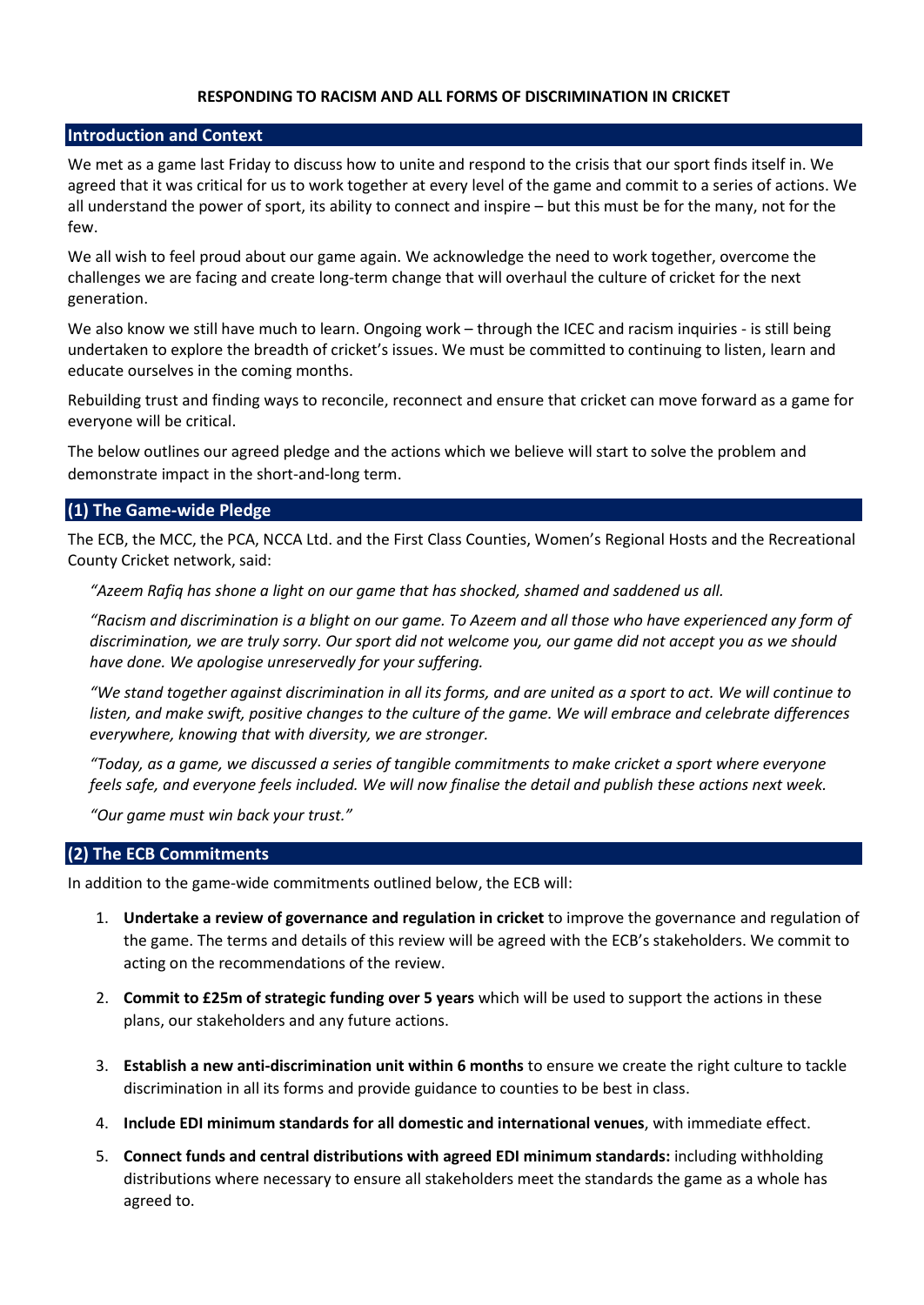# RESPONDING TO RACISM AND ALL FORMS OF DISCRIMINATION IN CRICKET

## Introduction and Context

We met as a game last Friday to discuss how to unite and respond to the crisis that our sport finds itself in. We agreed that it was critical for us to work together at every level of the game and commit to a series of actions. We all understand the power of sport, its ability to connect and inspire – but this must be for the many, not for the few.

We all wish to feel proud about our game again. We acknowledge the need to work together, overcome the challenges we are facing and create long-term change that will overhaul the culture of cricket for the next generation.

We also know we still have much to learn. Ongoing work – through the ICEC and racism inquiries - is still being undertaken to explore the breadth of cricket's issues. We must be committed to continuing to listen, learn and educate ourselves in the coming months.

Rebuilding trust and finding ways to reconcile, reconnect and ensure that cricket can move forward as a game for everyone will be critical.

The below outlines our agreed pledge and the actions which we believe will start to solve the problem and demonstrate impact in the short-and-long term.

## (1) The Game-wide Pledge

The ECB, the MCC, the PCA, NCCA Ltd. and the First Class Counties, Women's Regional Hosts and the Recreational County Cricket network, said:

*"Azeem Rafiq has shone a light on our game that has shocked, shamed and saddened us all.*

*"Racism and discrimination is a blight on our game. To Azeem and all those who have experienced any form of discrimination, we are truly sorry. Our sport did not welcome you, our game did not accept you as we should have done. We apologise unreservedly for your suffering.*

*"We stand together against discrimination in all its forms, and are united as a sport to act. We will continue to listen, and make swift, positive changes to the culture of the game. We will embrace and celebrate differences everywhere, knowing that with diversity, we are stronger.*

*"Today, as a game, we discussed a series of tangible commitments to make cricket a sport where everyone feels safe, and everyone feels included. We will now finalise the detail and publish these actions next week.*

*"Our game must win back your trust."*

## (2) The ECB Commitments

In addition to the game-wide commitments outlined below, the ECB will:

1. **Undertake a review of governance and regulation in cricket** to improve the governance and regulation of the game. The terms and details of this review will be agreed with the ECB's stakeholders. We commit to acting on the recommendations of the review.
2. **Commit to £25m of strategic funding over 5 years** which will be used to support the actions in these plans, our stakeholders and any future actions.
3. **Establish a new anti-discrimination unit within 6 months** to ensure we create the right culture to tackle discrimination in all its forms and provide guidance to counties to be best in class.
4. **Include EDI minimum standards for all domestic and international venues**, with immediate effect.
5. **Connect funds and central distributions with agreed EDI minimum standards:** including withholding distributions where necessary to ensure all stakeholders meet the standards the game as a whole has agreed to.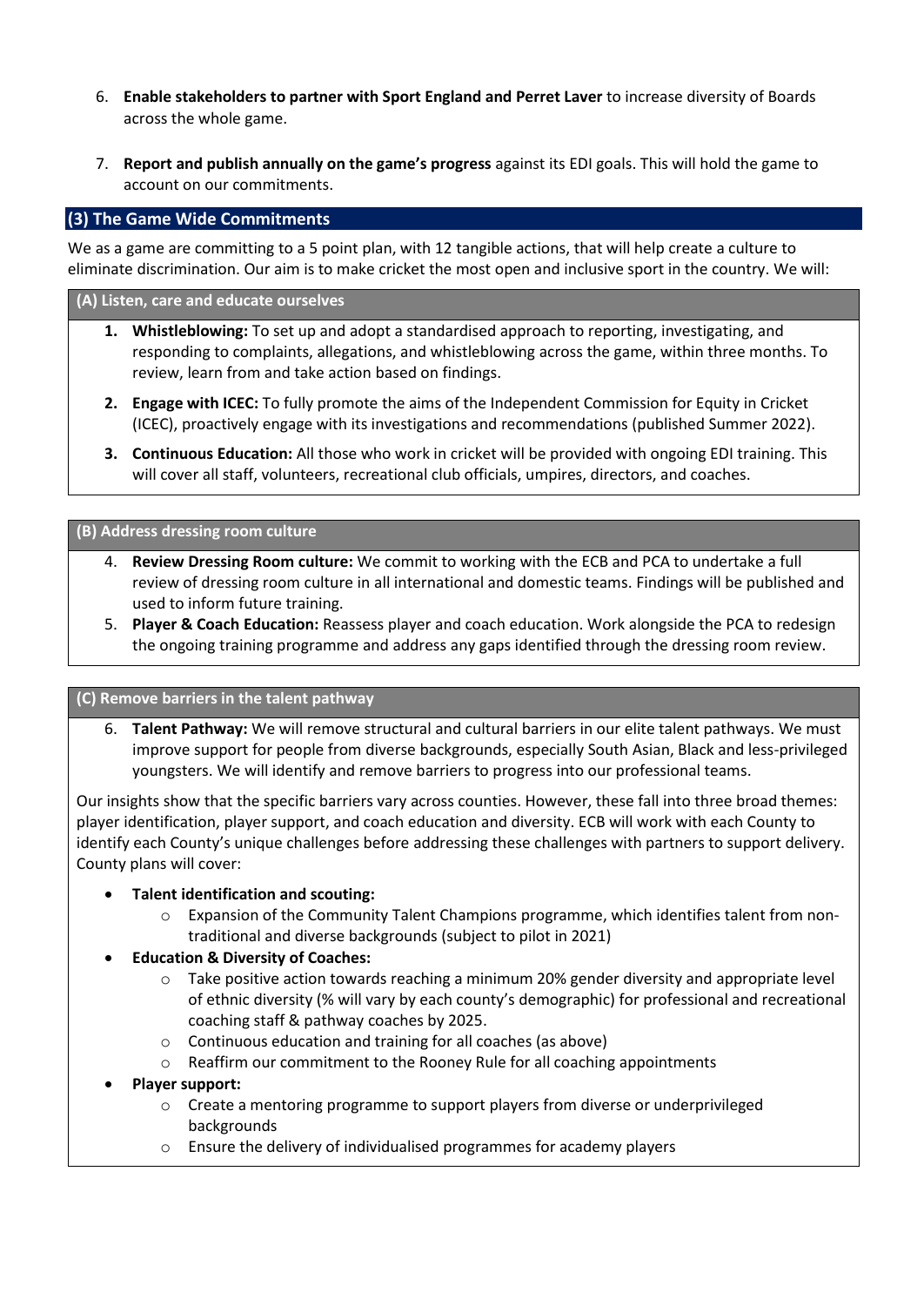6. **Enable stakeholders to partner with Sport England and Perret Laver** to increase diversity of Boards across the whole game.

7. **Report and publish annually on the game's progress** against its EDI goals. This will hold the game to account on our commitments.

## (3) The Game Wide Commitments

We as a game are committing to a 5 point plan, with 12 tangible actions, that will help create a culture to eliminate discrimination. Our aim is to make cricket the most open and inclusive sport in the country. We will:

### (A) Listen, care and educate ourselves

1. **Whistleblowing:** To set up and adopt a standardised approach to reporting, investigating, and responding to complaints, allegations, and whistleblowing across the game, within three months. To review, learn from and take action based on findings.

2. **Engage with ICEC:** To fully promote the aims of the Independent Commission for Equity in Cricket (ICEC), proactively engage with its investigations and recommendations (published Summer 2022).

3. **Continuous Education:** All those who work in cricket will be provided with ongoing EDI training. This will cover all staff, volunteers, recreational club officials, umpires, directors, and coaches.

### (B) Address dressing room culture

4. **Review Dressing Room culture:** We commit to working with the ECB and PCA to undertake a full review of dressing room culture in all international and domestic teams. Findings will be published and used to inform future training.
5. **Player & Coach Education:** Reassess player and coach education. Work alongside the PCA to redesign the ongoing training programme and address any gaps identified through the dressing room review.

### (C) Remove barriers in the talent pathway

6. **Talent Pathway:** We will remove structural and cultural barriers in our elite talent pathways. We must improve support for people from diverse backgrounds, especially South Asian, Black and less-privileged youngsters. We will identify and remove barriers to progress into our professional teams.

Our insights show that the specific barriers vary across counties. However, these fall into three broad themes: player identification, player support, and coach education and diversity. ECB will work with each County to identify each County's unique challenges before addressing these challenges with partners to support delivery. County plans will cover:

- **Talent identification and scouting:**
  - Expansion of the Community Talent Champions programme, which identifies talent from non-traditional and diverse backgrounds (subject to pilot in 2021)
- **Education & Diversity of Coaches:**
  - Take positive action towards reaching a minimum 20% gender diversity and appropriate level of ethnic diversity (% will vary by each county's demographic) for professional and recreational coaching staff & pathway coaches by 2025.
  - Continuous education and training for all coaches (as above)
  - Reaffirm our commitment to the Rooney Rule for all coaching appointments
- **Player support:**
  - Create a mentoring programme to support players from diverse or underprivileged backgrounds
  - Ensure the delivery of individualised programmes for academy players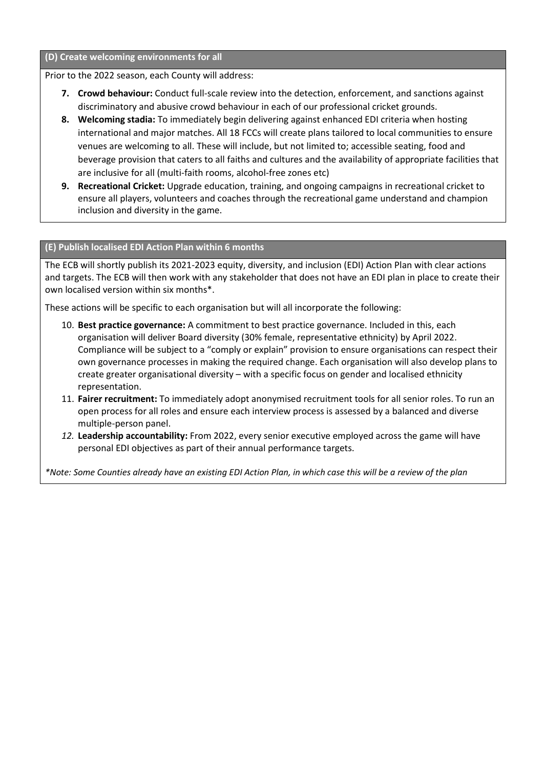### (D) Create welcoming environments for all

Prior to the 2022 season, each County will address:

7. **Crowd behaviour:** Conduct full-scale review into the detection, enforcement, and sanctions against discriminatory and abusive crowd behaviour in each of our professional cricket grounds.
8. **Welcoming stadia:** To immediately begin delivering against enhanced EDI criteria when hosting international and major matches. All 18 FCCs will create plans tailored to local communities to ensure venues are welcoming to all. These will include, but not limited to; accessible seating, food and beverage provision that caters to all faiths and cultures and the availability of appropriate facilities that are inclusive for all (multi-faith rooms, alcohol-free zones etc)
9. **Recreational Cricket:** Upgrade education, training, and ongoing campaigns in recreational cricket to ensure all players, volunteers and coaches through the recreational game understand and champion inclusion and diversity in the game.

### (E) Publish localised EDI Action Plan within 6 months

The ECB will shortly publish its 2021-2023 equity, diversity, and inclusion (EDI) Action Plan with clear actions and targets. The ECB will then work with any stakeholder that does not have an EDI plan in place to create their own localised version within six months*.

These actions will be specific to each organisation but will all incorporate the following:

10. **Best practice governance:** A commitment to best practice governance. Included in this, each organisation will deliver Board diversity (30% female, representative ethnicity) by April 2022. Compliance will be subject to a "comply or explain" provision to ensure organisations can respect their own governance processes in making the required change. Each organisation will also develop plans to create greater organisational diversity – with a specific focus on gender and localised ethnicity representation.
11. **Fairer recruitment:** To immediately adopt anonymised recruitment tools for all senior roles. To run an open process for all roles and ensure each interview process is assessed by a balanced and diverse multiple-person panel.
12. **Leadership accountability:** From 2022, every senior executive employed across the game will have personal EDI objectives as part of their annual performance targets.

*\*Note: Some Counties already have an existing EDI Action Plan, in which case this will be a review of the plan*